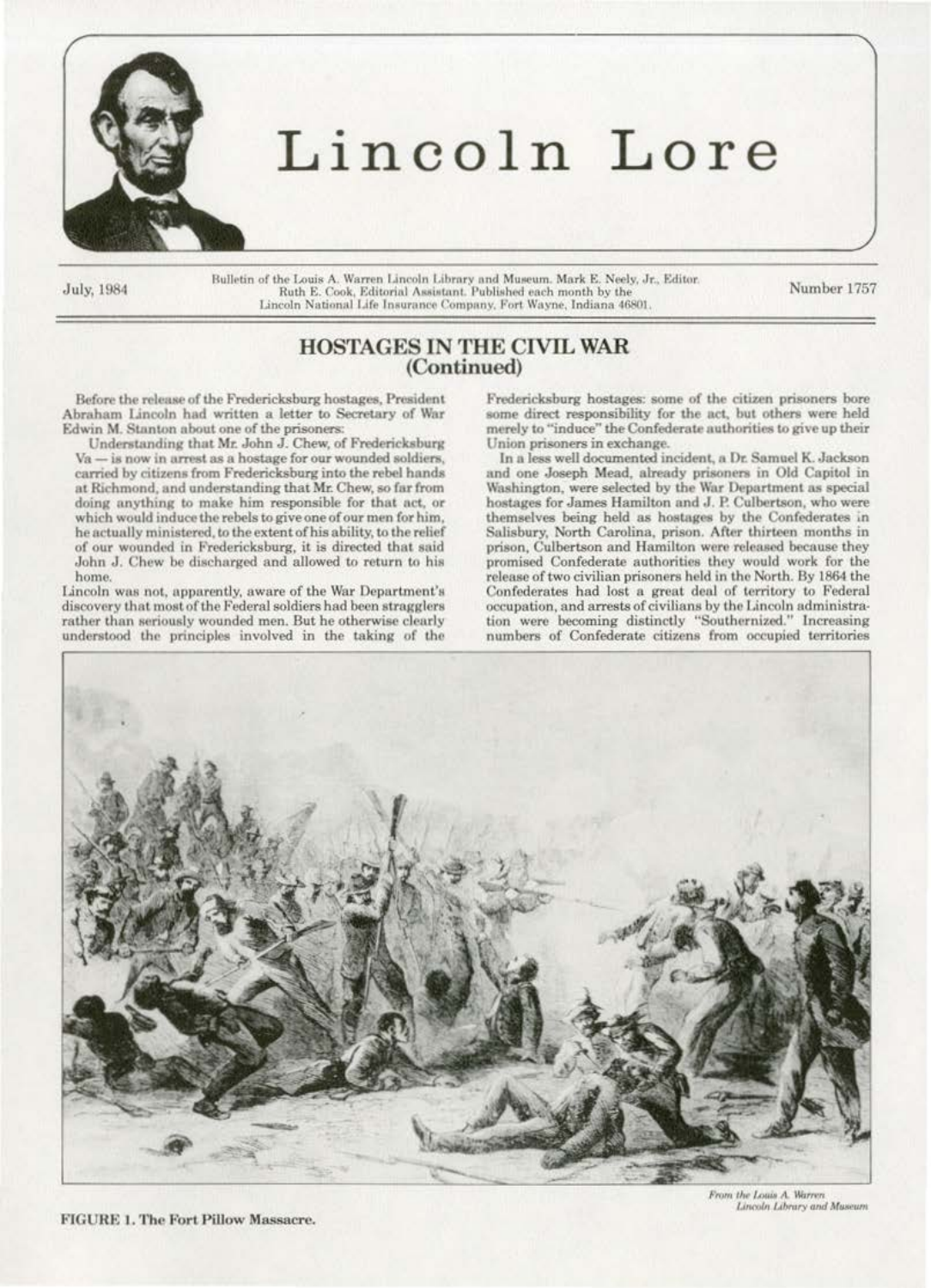# Lincoln Lore

July, 1984

Bulletin of the Louis A. Warren Lincoln Library and Museum. Mark E. Neely, Jr., Editor. Ruth E. Cook, Editorial Assistant. Published each month by the Lincoln National Life Insurance Company, Fort Wayne, Indiana 46801.

Number 1757

## HOSTAGES IN THE CIVIL WAR (Continued)

Before the release of the Fredericksburg hostages, President Abraham Lincoln had written a letter to Secretary of War Edwin M. Stanton about one of the prisoners:

Understanding that Mr. John J. Chew, of Fredericksburg Va — is now in arrest as a hostage for our wounded soldiers, carried by citizens from Fredericksburg into the rebel hands at Richmond, and understanding that Mr. Chew, so far from doing anything to make him responsible for that act, or which would induce the rebels to give one of our men for him, he actually ministered, to the extent of his ability, to the relief of our wounded in Fredericksburg, it is directed that said John J. Chew be discharged and allowed to return to his home.

Lincoln was not, apparently, aware of the War Department's discovery that most of the Federal soldiers had been stragglers rather than seriously wounded men. But he otherwise clearly understood the principles involved in the taking of the Fredericksburg hostages: some of the citizen prisoners bore some direct responsibility for the act, but others were held merely to "induce" the Confederate authorities to give up their Union prisoners in exchange.

In a less well documented incident, a Dr. Samuel K. Jackson and one Joseph Mead, already prisoners in Old Capitol in Washington, were selected by the War Department as special hostages for James Hamilton and J. P. Culbertson, who were themselves being held as hostages by the Confederates in Salisbury, North Carolina, prison. After thirteen months in prison, Culbertson and Hamilton were released because they promised Confederate authorities they would work for the release of two civilian prisoners held in the North. By 1864 the Confederates had lost a great deal of territory to Federal occupation, and arrests of civilians by the Lincoln administration were becoming distinctly "Southernized." Increasing numbers of Confederate citizens from occupied territories

*From the Louis A. Warren Lincoln Library and Museum*

FIGURE 1. The Fort Pillow Massacre.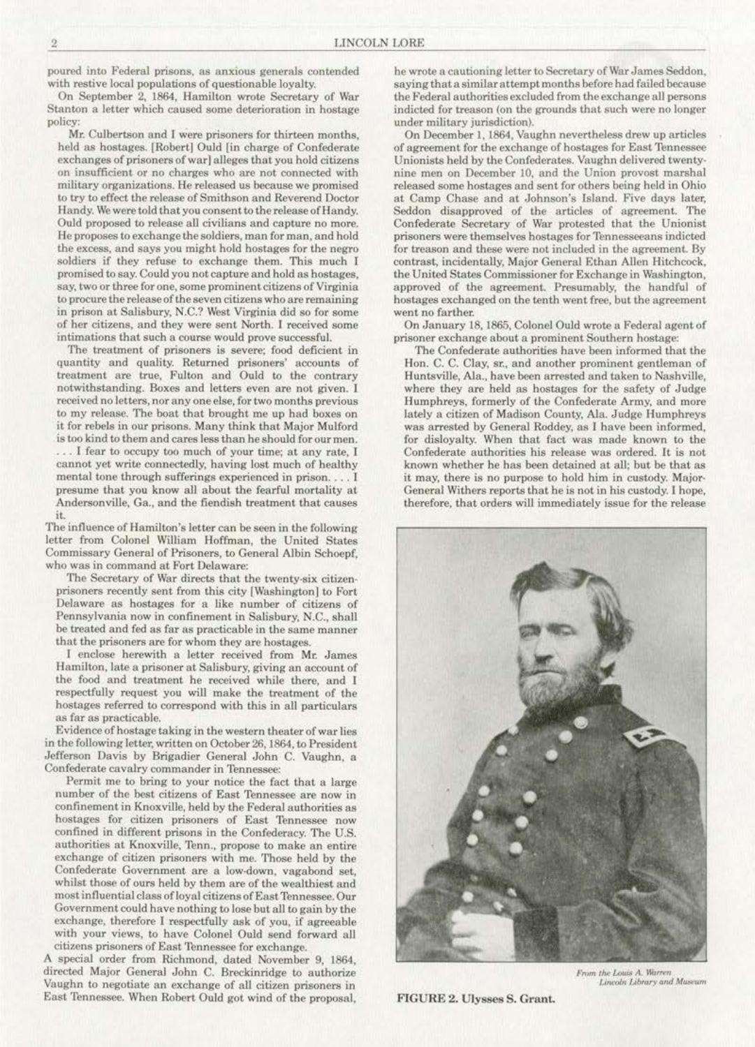poured into Federal prisons, as anxious generals contended with restive local populations of questionable loyalty.

On September 2, 1864, Hamilton wrote Secretary of War Stanton a letter which caused some deterioration in hostage policy:

> Mr. Culbertson and I were prisoners for thirteen months, held as hostages. [Robert] Ould [in charge of Confederate exchanges of prisoners of war] alleges that you hold citizens on insufficient or no charges who are not connected with military organizations. He released us because we promised to try to effect the release of Smithson and Reverend Doctor Handy. We were told that you consent to the release of Handy. Ould proposed to release all civilians and capture no more. He proposes to exchange the soldiers, man for man, and hold the excess, and says you might hold hostages for the negro soldiers if they refuse to exchange them. This much I promised to say. Could you not capture and hold as hostages, say, two or three for one, some prominent citizens of Virginia to procure the release of the seven citizens who are remaining in prison at Salisbury, N.C.? West Virginia did so for some of her citizens, and they were sent North. I received some intimations that such a course would prove successful.
>
> The treatment of prisoners is severe; food deficient in quantity and quality. Returned prisoners' accounts of treatment are true, Fulton and Ould to the contrary notwithstanding. Boxes and letters even are not given. I received no letters, nor any one else, for two months previous to my release. The boat that brought me up had boxes on it for rebels in our prisons. Many think that Major Mulford is too kind to them and cares less than he should for our men. . . . I fear to occupy too much of your time; at any rate, I cannot yet write connectedly, having lost much of healthy mental tone through sufferings experienced in prison. . . . I presume that you know all about the fearful mortality at Andersonville, Ga., and the fiendish treatment that causes it.

The influence of Hamilton's letter can be seen in the following letter from Colonel William Hoffman, the United States Commissary General of Prisoners, to General Albin Schoepf, who was in command at Fort Delaware:

> The Secretary of War directs that the twenty-six citizen-prisoners recently sent from this city [Washington] to Fort Delaware as hostages for a like number of citizens of Pennsylvania now in confinement in Salisbury, N.C., shall be treated and fed as far as practicable in the same manner that the prisoners are for whom they are hostages.
>
> I enclose herewith a letter received from Mr. James Hamilton, late a prisoner at Salisbury, giving an account of the food and treatment he received while there, and I respectfully request you will make the treatment of the hostages referred to correspond with this in all particulars as far as practicable.

Evidence of hostage taking in the western theater of war lies in the following letter, written on October 26, 1864, to President Jefferson Davis by Brigadier General John C. Vaughn, a Confederate cavalry commander in Tennessee:

> Permit me to bring to your notice the fact that a large number of the best citizens of East Tennessee are now in confinement in Knoxville, held by the Federal authorities as hostages for citizen prisoners of East Tennessee now confined in different prisons in the Confederacy. The U.S. authorities at Knoxville, Tenn., propose to make an entire exchange of citizen prisoners with me. Those held by the Confederate Government are a low-down, vagabond set, whilst those of ours held by them are of the wealthiest and most influential class of loyal citizens of East Tennessee. Our Government could have nothing to lose but all to gain by the exchange, therefore I respectfully ask of you, if agreeable with your views, to have Colonel Ould send forward all citizens prisoners of East Tennessee for exchange.

A special order from Richmond, dated November 9, 1864, directed Major General John C. Breckinridge to authorize Vaughn to negotiate an exchange of all citizen prisoners in East Tennessee. When Robert Ould got wind of the proposal, he wrote a cautioning letter to Secretary of War James Seddon, saying that a similar attempt months before had failed because the Federal authorities excluded from the exchange all persons indicted for treason (on the grounds that such were no longer under military jurisdiction).

On December 1, 1864, Vaughn nevertheless drew up articles of agreement for the exchange of hostages for East Tennessee Unionists held by the Confederates. Vaughn delivered twenty-nine men on December 10, and the Union provost marshal released some hostages and sent for others being held in Ohio at Camp Chase and at Johnson's Island. Five days later, Seddon disapproved of the articles of agreement. The Confederate Secretary of War protested that the Unionist prisoners were themselves hostages for Tennesseeans indicted for treason and these were not included in the agreement. By contrast, incidentally, Major General Ethan Allen Hitchcock, the United States Commissioner for Exchange in Washington, approved of the agreement. Presumably, the handful of hostages exchanged on the tenth went free, but the agreement went no farther.

On January 18, 1865, Colonel Ould wrote a Federal agent of prisoner exchange about a prominent Southern hostage:

> The Confederate authorities have been informed that the Hon. C. C. Clay, sr., and another prominent gentleman of Huntsville, Ala., have been arrested and taken to Nashville, where they are held as hostages for the safety of Judge Humphreys, formerly of the Confederate Army, and more lately a citizen of Madison County, Ala. Judge Humphreys was arrested by General Roddey, as I have been informed, for disloyalty. When that fact was made known to the Confederate authorities his release was ordered. It is not known whether he has been detained at all; but be that as it may, there is no purpose to hold him in custody. Major-General Withers reports that he is not in his custody. I hope, therefore, that orders will immediately issue for the release

*From the Louis A. Warren Lincoln Library and Museum*

**FIGURE 2. Ulysses S. Grant.**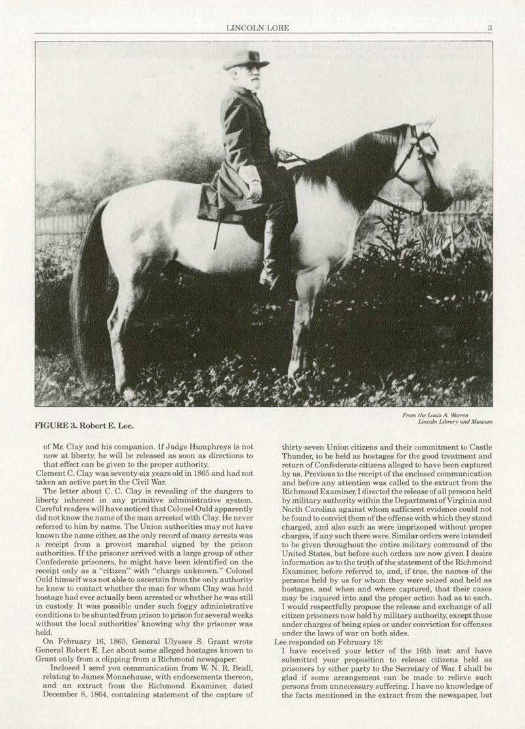FIGURE 3. Robert E. Lee.

*From the Louis A. Warren Lincoln Library and Museum*

of Mr. Clay and his companion. If Judge Humphreys is not now at liberty, he will be released as soon as directions to that effect can be given to the proper authority.

Clement C. Clay was seventy-six years old in 1865 and had not taken an active part in the Civil War.

The letter about C. C. Clay is revealing of the dangers to liberty inherent in any primitive administrative system. Careful readers will have noticed that Colonel Ould apparently did not know the name of the man arrested with Clay. He never referred to him by name. The Union authorities may not have known the name either, as the only record of many arrests was a receipt from a provost marshal signed by the prison authorities. If the prisoner arrived with a large group of other Confederate prisoners, he might have been identified on the receipt only as a "citizen" with "charge unknown." Colonel Ould himself was not able to ascertain from the only authority he knew to contact whether the man for whom Clay was held hostage had ever actually been arrested or whether he was still in custody. It was possible under such foggy administrative conditions to be shunted from prison to prison for several weeks without the local authorities' knowing why the prisoner was held.

On February 16, 1865, General Ulysses S. Grant wrote General Robert E. Lee about some alleged hostages known to Grant only from a clipping from a Richmond newspaper:

> Inclosed I send you communication from W. N. R. Beall, relating to James Monnehause, with endorsements thereon, and an extract from the Richmond Examiner, dated December 8, 1864, containing statement of the capture of thirty-seven Union citizens and their commitment to Castle Thunder, to be held as hostages for the good treatment and return of Confederate citizens alleged to have been captured by us. Previous to the receipt of the enclosed communication and before any attention was called to the extract from the Richmond Examiner, I directed the release of all persons held by military authority within the Department of Virginia and North Carolina against whom sufficient evidence could not be found to convict them of the offense with which they stand charged, and also such as were imprisoned without proper charges, if any such there were. Similar orders were intended to be given throughout the entire military command of the United States, but before such orders are now given I desire information as to the truth of the statement of the Richmond Examiner, before referred to, and, if true, the names of the persons held by us for whom they were seized and held as hostages, and when and where captured, that their cases may be inquired into and the proper action had as to each. I would respectfully propose the release and exchange of all citizen prisoners now held by military authority, except those under charges of being spies or under conviction for offenses under the laws of war on both sides.

Lee responded on February 18:

> I have received your letter of the 16th inst: and have submitted your proposition to release citizens held as prisoners by either party to the Secretary of War. I shall be glad if some arrangement can be made to relieve such persons from unnecessary suffering. I have no knowledge of the facts mentioned in the extract from the newspaper, but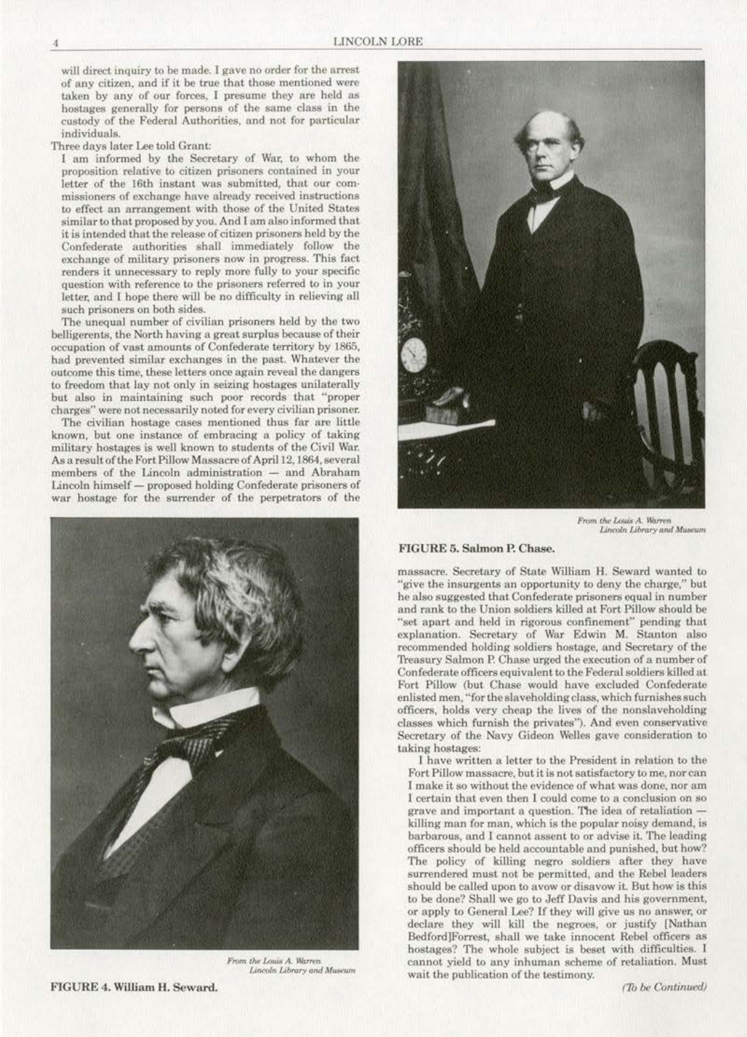will direct inquiry to be made. I gave no order for the arrest of any citizen, and if it be true that those mentioned were taken by any of our forces, I presume they are held as hostages generally for persons of the same class in the custody of the Federal Authorities, and not for particular individuals.

Three days later Lee told Grant:

> I am informed by the Secretary of War, to whom the proposition relative to citizen prisoners contained in your letter of the 16th instant was submitted, that our commissioners of exchange have already received instructions to effect an arrangement with those of the United States similar to that proposed by you. And I am also informed that it is intended that the release of citizen prisoners held by the Confederate authorities shall immediately follow the exchange of military prisoners now in progress. This fact renders it unnecessary to reply more fully to your specific question with reference to the prisoners referred to in your letter, and I hope there will be no difficulty in relieving all such prisoners on both sides.

The unequal number of civilian prisoners held by the two belligerents, the North having a great surplus because of their occupation of vast amounts of Confederate territory by 1865, had prevented similar exchanges in the past. Whatever the outcome this time, these letters once again reveal the dangers to freedom that lay not only in seizing hostages unilaterally but also in maintaining such poor records that "proper charges" were not necessarily noted for every civilian prisoner.

The civilian hostage cases mentioned thus far are little known, but one instance of embracing a policy of taking military hostages is well known to students of the Civil War. As a result of the Fort Pillow Massacre of April 12, 1864, several members of the Lincoln administration — and Abraham Lincoln himself — proposed holding Confederate prisoners of war hostage for the surrender of the perpetrators of the massacre. Secretary of State William H. Seward wanted to "give the insurgents an opportunity to deny the charge," but he also suggested that Confederate prisoners equal in number and rank to the Union soldiers killed at Fort Pillow should be "set apart and held in rigorous confinement" pending that explanation. Secretary of War Edwin M. Stanton also recommended holding soldiers hostage, and Secretary of the Treasury Salmon P. Chase urged the execution of a number of Confederate officers equivalent to the Federal soldiers killed at Fort Pillow (but Chase would have excluded Confederate enlisted men, "for the slaveholding class, which furnishes such officers, holds very cheap the lives of the nonslaveholding classes which furnish the privates"). And even conservative Secretary of the Navy Gideon Welles gave consideration to taking hostages:

> I have written a letter to the President in relation to the Fort Pillow massacre, but it is not satisfactory to me, nor can I make it so without the evidence of what was done, nor am I certain that even then I could come to a conclusion on so grave and important a question. The idea of retaliation — killing man for man, which is the popular noisy demand, is barbarous, and I cannot assent to or advise it. The leading officers should be held accountable and punished, but how? The policy of killing negro soldiers after they have surrendered must not be permitted, and the Rebel leaders should be called upon to avow or disavow it. But how is this to be done? Shall we go to Jeff Davis and his government, or apply to General Lee? If they will give us no answer, or declare they will kill the negroes, or justify [Nathan Bedford]Forrest, shall we take innocent Rebel officers as hostages? The whole subject is beset with difficulties. I cannot yield to any inhuman scheme of retaliation. Must wait the publication of the testimony.

*From the Louis A. Warren Lincoln Library and Museum*

**FIGURE 4. William H. Seward.**

*From the Louis A. Warren Lincoln Library and Museum*

**FIGURE 5. Salmon P. Chase.**

*(To be Continued)*